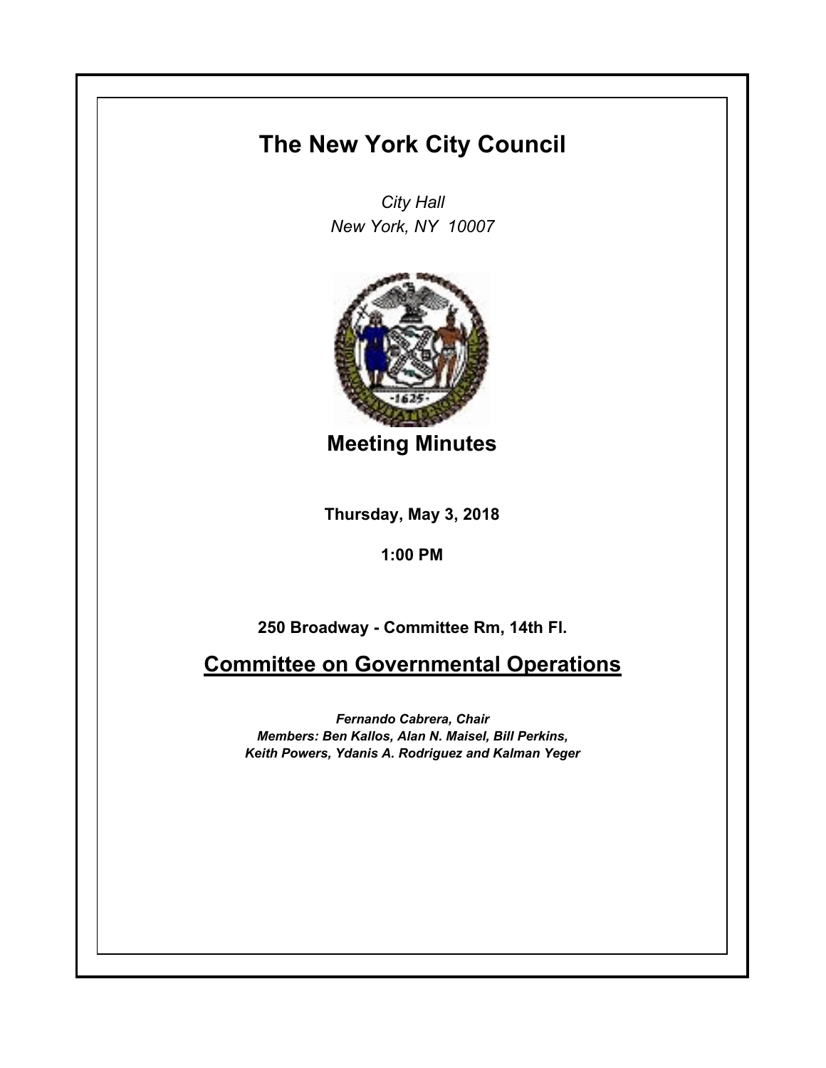# The New York City Council

*City Hall*
*New York, NY 10007*

## Meeting Minutes

**Thursday, May 3, 2018**

**1:00 PM**

**250 Broadway - Committee Rm, 14th Fl.**

## Committee on Governmental Operations

***Fernando Cabrera, Chair***
***Members: Ben Kallos, Alan N. Maisel, Bill Perkins, Keith Powers, Ydanis A. Rodriguez and Kalman Yeger***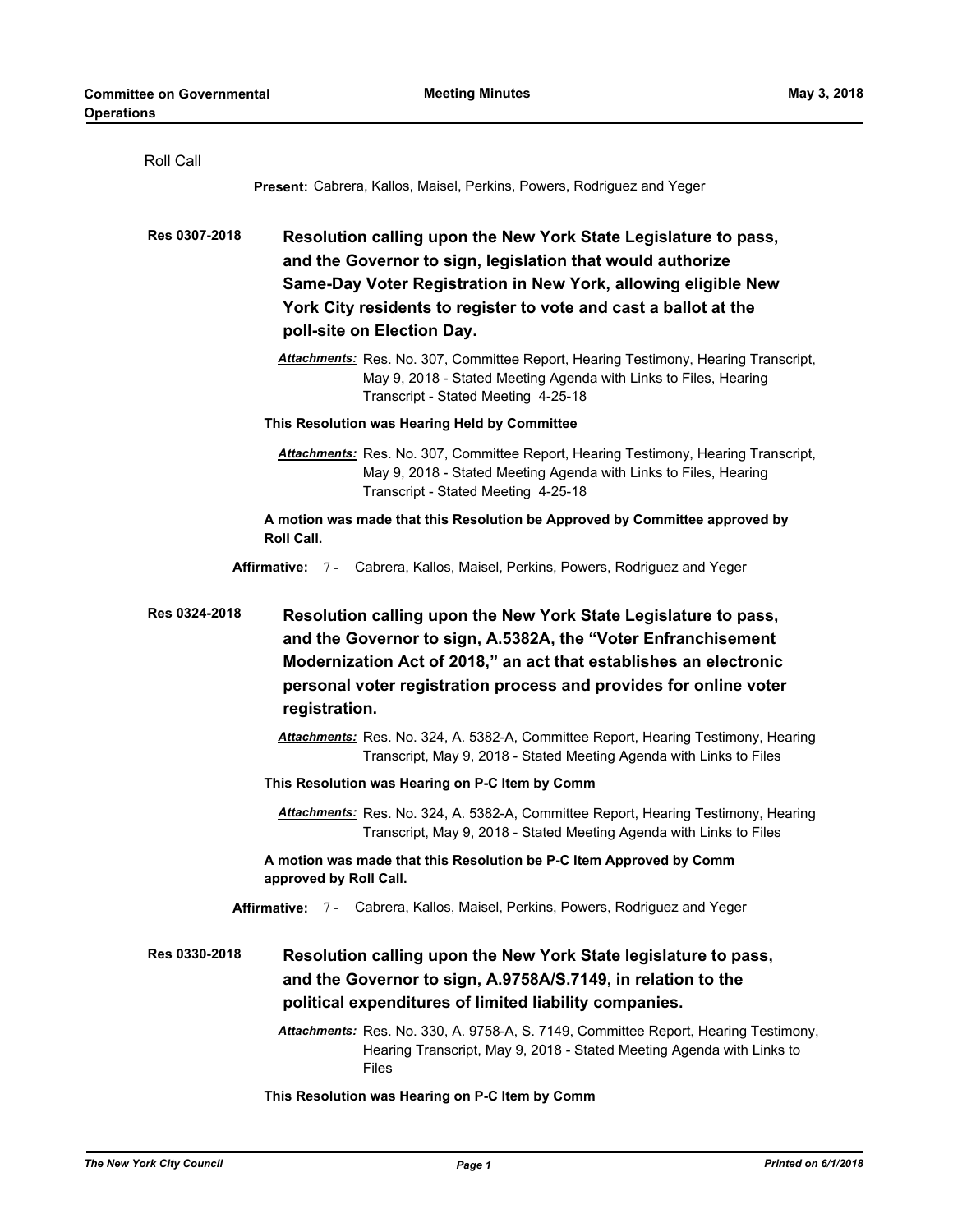Roll Call

**Present:** Cabrera, Kallos, Maisel, Perkins, Powers, Rodriguez and Yeger

**Res 0307-2018** **Resolution calling upon the New York State Legislature to pass, and the Governor to sign, legislation that would authorize Same-Day Voter Registration in New York, allowing eligible New York City residents to register to vote and cast a ballot at the poll-site on Election Day.**

***Attachments:*** Res. No. 307, Committee Report, Hearing Testimony, Hearing Transcript, May 9, 2018 - Stated Meeting Agenda with Links to Files, Hearing Transcript - Stated Meeting 4-25-18

**This Resolution was Hearing Held by Committee**

***Attachments:*** Res. No. 307, Committee Report, Hearing Testimony, Hearing Transcript, May 9, 2018 - Stated Meeting Agenda with Links to Files, Hearing Transcript - Stated Meeting 4-25-18

**A motion was made that this Resolution be Approved by Committee approved by Roll Call.**

**Affirmative:** 7 - Cabrera, Kallos, Maisel, Perkins, Powers, Rodriguez and Yeger

**Res 0324-2018** **Resolution calling upon the New York State Legislature to pass, and the Governor to sign, A.5382A, the "Voter Enfranchisement Modernization Act of 2018," an act that establishes an electronic personal voter registration process and provides for online voter registration.**

***Attachments:*** Res. No. 324, A. 5382-A, Committee Report, Hearing Testimony, Hearing Transcript, May 9, 2018 - Stated Meeting Agenda with Links to Files

**This Resolution was Hearing on P-C Item by Comm**

***Attachments:*** Res. No. 324, A. 5382-A, Committee Report, Hearing Testimony, Hearing Transcript, May 9, 2018 - Stated Meeting Agenda with Links to Files

**A motion was made that this Resolution be P-C Item Approved by Comm approved by Roll Call.**

**Affirmative:** 7 - Cabrera, Kallos, Maisel, Perkins, Powers, Rodriguez and Yeger

**Res 0330-2018** **Resolution calling upon the New York State legislature to pass, and the Governor to sign, A.9758A/S.7149, in relation to the political expenditures of limited liability companies.**

***Attachments:*** Res. No. 330, A. 9758-A, S. 7149, Committee Report, Hearing Testimony, Hearing Transcript, May 9, 2018 - Stated Meeting Agenda with Links to Files

**This Resolution was Hearing on P-C Item by Comm**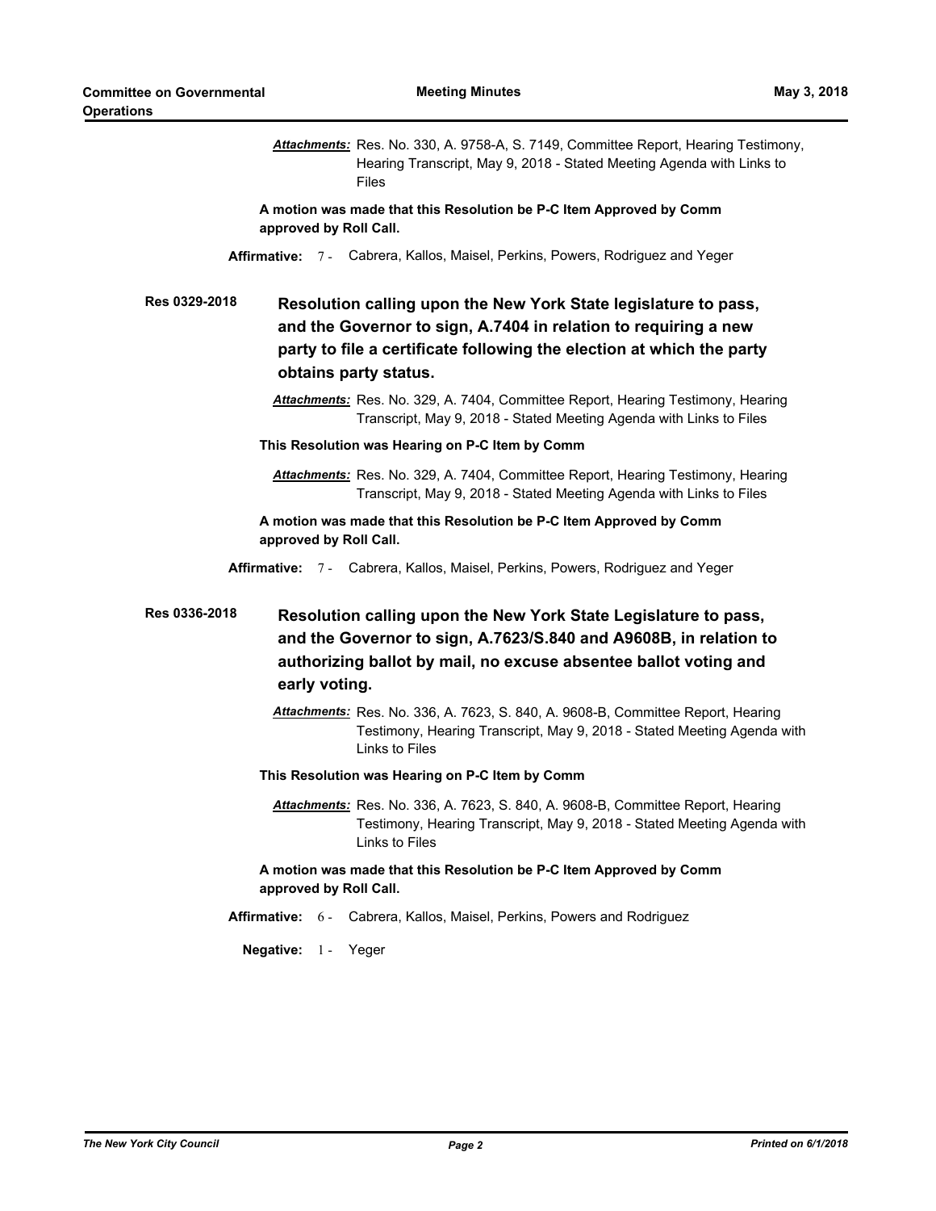***Attachments:*** Res. No. 330, A. 9758-A, S. 7149, Committee Report, Hearing Testimony, Hearing Transcript, May 9, 2018 - Stated Meeting Agenda with Links to Files

**A motion was made that this Resolution be P-C Item Approved by Comm approved by Roll Call.**

**Affirmative:** 7 - Cabrera, Kallos, Maisel, Perkins, Powers, Rodriguez and Yeger

**Res 0329-2018** **Resolution calling upon the New York State legislature to pass, and the Governor to sign, A.7404 in relation to requiring a new party to file a certificate following the election at which the party obtains party status.**

***Attachments:*** Res. No. 329, A. 7404, Committee Report, Hearing Testimony, Hearing Transcript, May 9, 2018 - Stated Meeting Agenda with Links to Files

**This Resolution was Hearing on P-C Item by Comm**

***Attachments:*** Res. No. 329, A. 7404, Committee Report, Hearing Testimony, Hearing Transcript, May 9, 2018 - Stated Meeting Agenda with Links to Files

**A motion was made that this Resolution be P-C Item Approved by Comm approved by Roll Call.**

**Affirmative:** 7 - Cabrera, Kallos, Maisel, Perkins, Powers, Rodriguez and Yeger

**Res 0336-2018** **Resolution calling upon the New York State Legislature to pass, and the Governor to sign, A.7623/S.840 and A9608B, in relation to authorizing ballot by mail, no excuse absentee ballot voting and early voting.**

***Attachments:*** Res. No. 336, A. 7623, S. 840, A. 9608-B, Committee Report, Hearing Testimony, Hearing Transcript, May 9, 2018 - Stated Meeting Agenda with Links to Files

**This Resolution was Hearing on P-C Item by Comm**

***Attachments:*** Res. No. 336, A. 7623, S. 840, A. 9608-B, Committee Report, Hearing Testimony, Hearing Transcript, May 9, 2018 - Stated Meeting Agenda with Links to Files

**A motion was made that this Resolution be P-C Item Approved by Comm approved by Roll Call.**

**Affirmative:** 6 - Cabrera, Kallos, Maisel, Perkins, Powers and Rodriguez

**Negative:** 1 - Yeger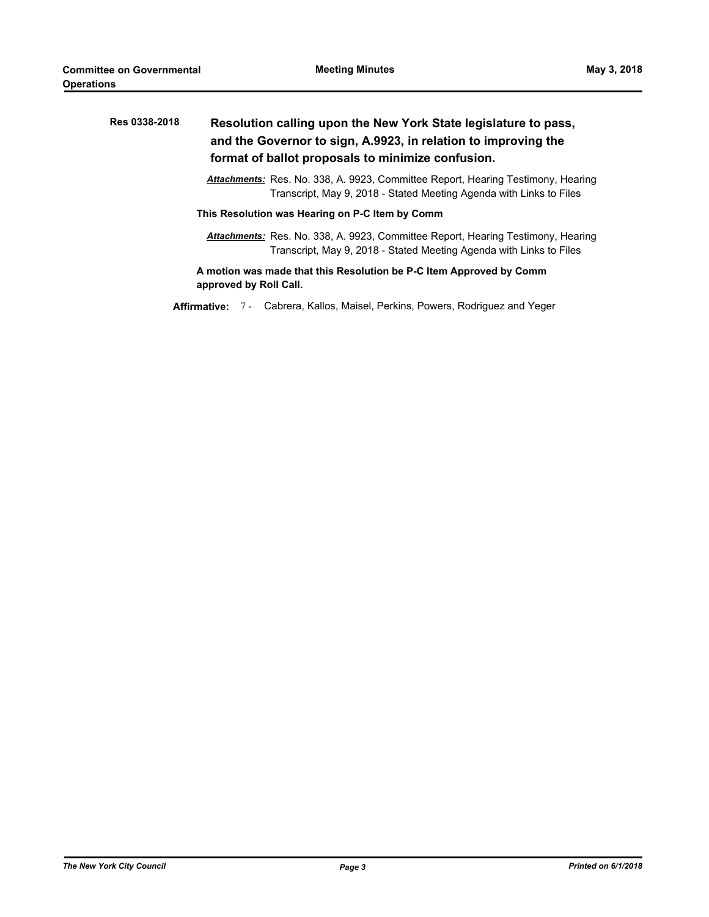**Res 0338-2018** **Resolution calling upon the New York State legislature to pass, and the Governor to sign, A.9923, in relation to improving the format of ballot proposals to minimize confusion.**

***Attachments:*** Res. No. 338, A. 9923, Committee Report, Hearing Testimony, Hearing Transcript, May 9, 2018 - Stated Meeting Agenda with Links to Files

**This Resolution was Hearing on P-C Item by Comm**

***Attachments:*** Res. No. 338, A. 9923, Committee Report, Hearing Testimony, Hearing Transcript, May 9, 2018 - Stated Meeting Agenda with Links to Files

**A motion was made that this Resolution be P-C Item Approved by Comm approved by Roll Call.**

**Affirmative:** 7 - Cabrera, Kallos, Maisel, Perkins, Powers, Rodriguez and Yeger